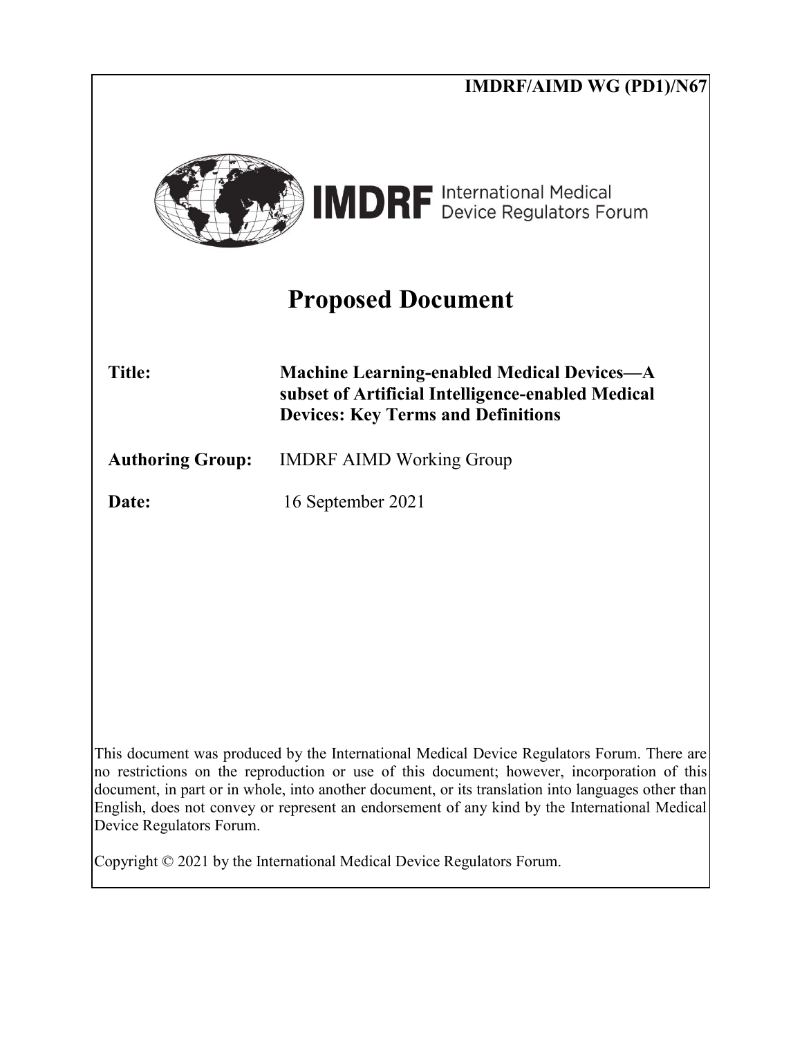IMDRF/AIMD WG (PD1)/N67

**IMDRF** International Medical Device Regulators Forum

# Proposed Document

| | |
|---|---|
| **Title:** | **Machine Learning-enabled Medical Devices—A subset of Artificial Intelligence-enabled Medical Devices: Key Terms and Definitions** |
| **Authoring Group:** | IMDRF AIMD Working Group |
| **Date:** | 16 September 2021 |

This document was produced by the International Medical Device Regulators Forum. There are no restrictions on the reproduction or use of this document; however, incorporation of this document, in part or in whole, into another document, or its translation into languages other than English, does not convey or represent an endorsement of any kind by the International Medical Device Regulators Forum.

Copyright © 2021 by the International Medical Device Regulators Forum.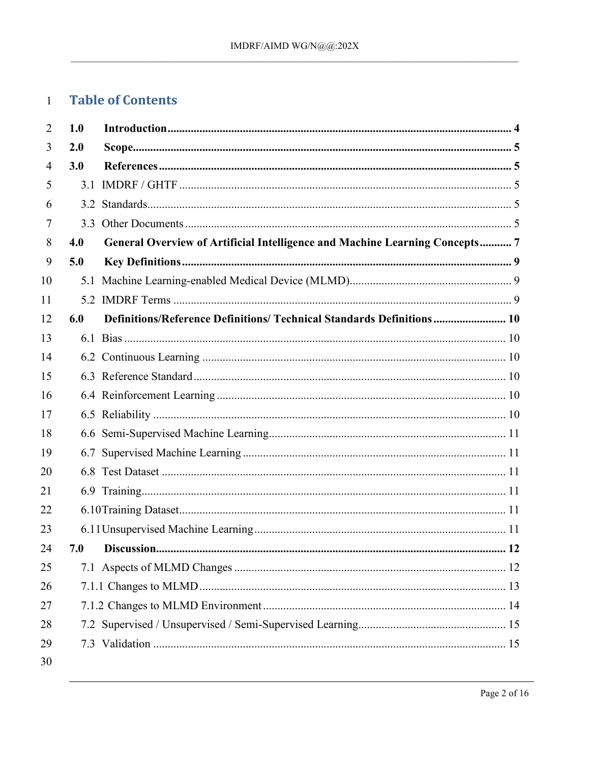# Table of Contents

**1.0 Introduction** ........ **4**

**2.0 Scope** ........ **5**

**3.0 References** ........ **5**

- 3.1 IMDRF / GHTF ........ 5
- 3.2 Standards ........ 5
- 3.3 Other Documents ........ 5

**4.0 General Overview of Artificial Intelligence and Machine Learning Concepts** ........ **7**

**5.0 Key Definitions** ........ **9**

- 5.1 Machine Learning-enabled Medical Device (MLMD) ........ 9
- 5.2 IMDRF Terms ........ 9

**6.0 Definitions/Reference Definitions/ Technical Standards Definitions** ........ **10**

- 6.1 Bias ........ 10
- 6.2 Continuous Learning ........ 10
- 6.3 Reference Standard ........ 10
- 6.4 Reinforcement Learning ........ 10
- 6.5 Reliability ........ 10
- 6.6 Semi-Supervised Machine Learning ........ 11
- 6.7 Supervised Machine Learning ........ 11
- 6.8 Test Dataset ........ 11
- 6.9 Training ........ 11
- 6.10 Training Dataset ........ 11
- 6.11 Unsupervised Machine Learning ........ 11

**7.0 Discussion** ........ **12**

- 7.1 Aspects of MLMD Changes ........ 12
- 7.1.1 Changes to MLMD ........ 13
- 7.1.2 Changes to MLMD Environment ........ 14
- 7.2 Supervised / Unsupervised / Semi-Supervised Learning ........ 15
- 7.3 Validation ........ 15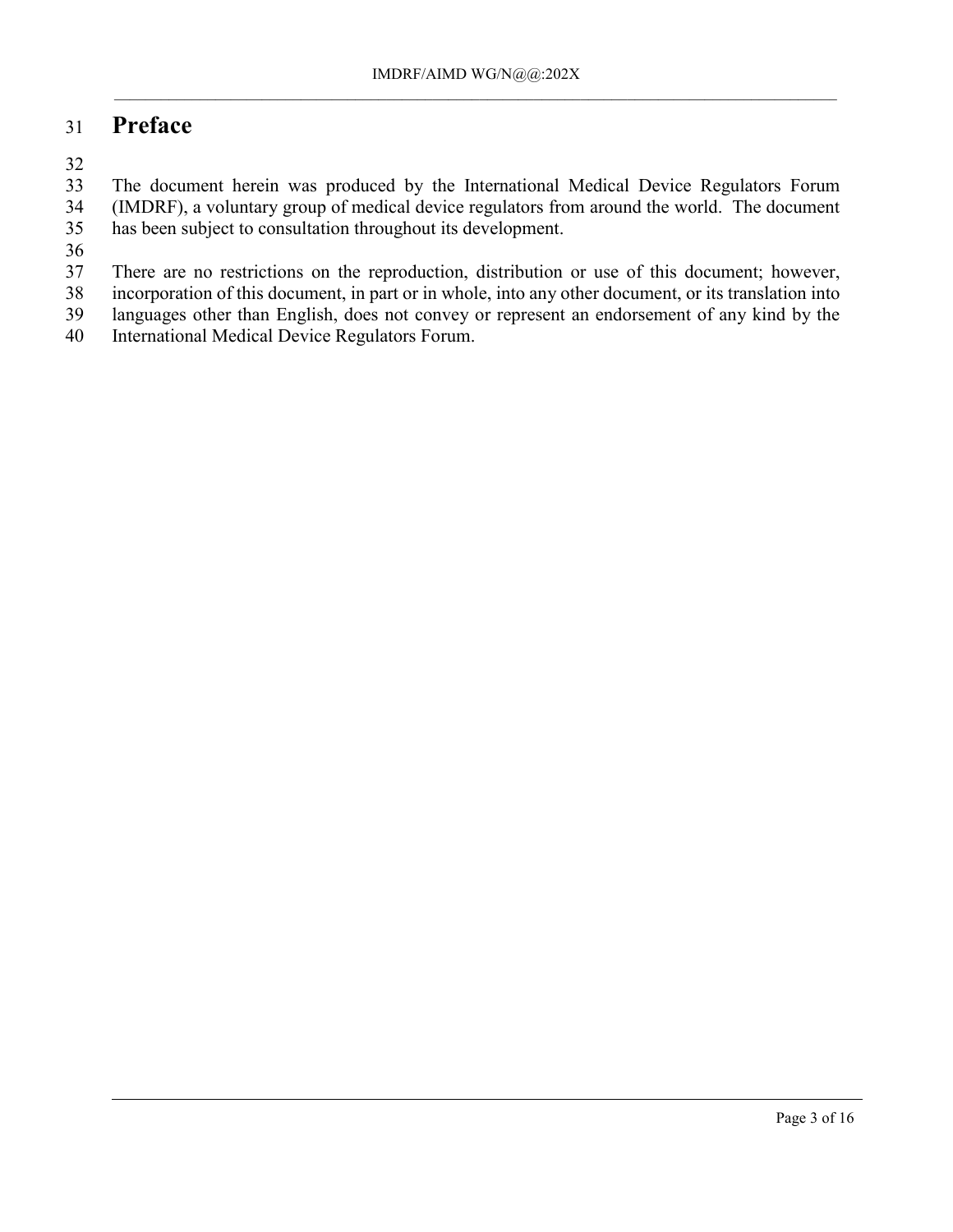# Preface

The document herein was produced by the International Medical Device Regulators Forum (IMDRF), a voluntary group of medical device regulators from around the world. The document has been subject to consultation throughout its development.

There are no restrictions on the reproduction, distribution or use of this document; however, incorporation of this document, in part or in whole, into any other document, or its translation into languages other than English, does not convey or represent an endorsement of any kind by the International Medical Device Regulators Forum.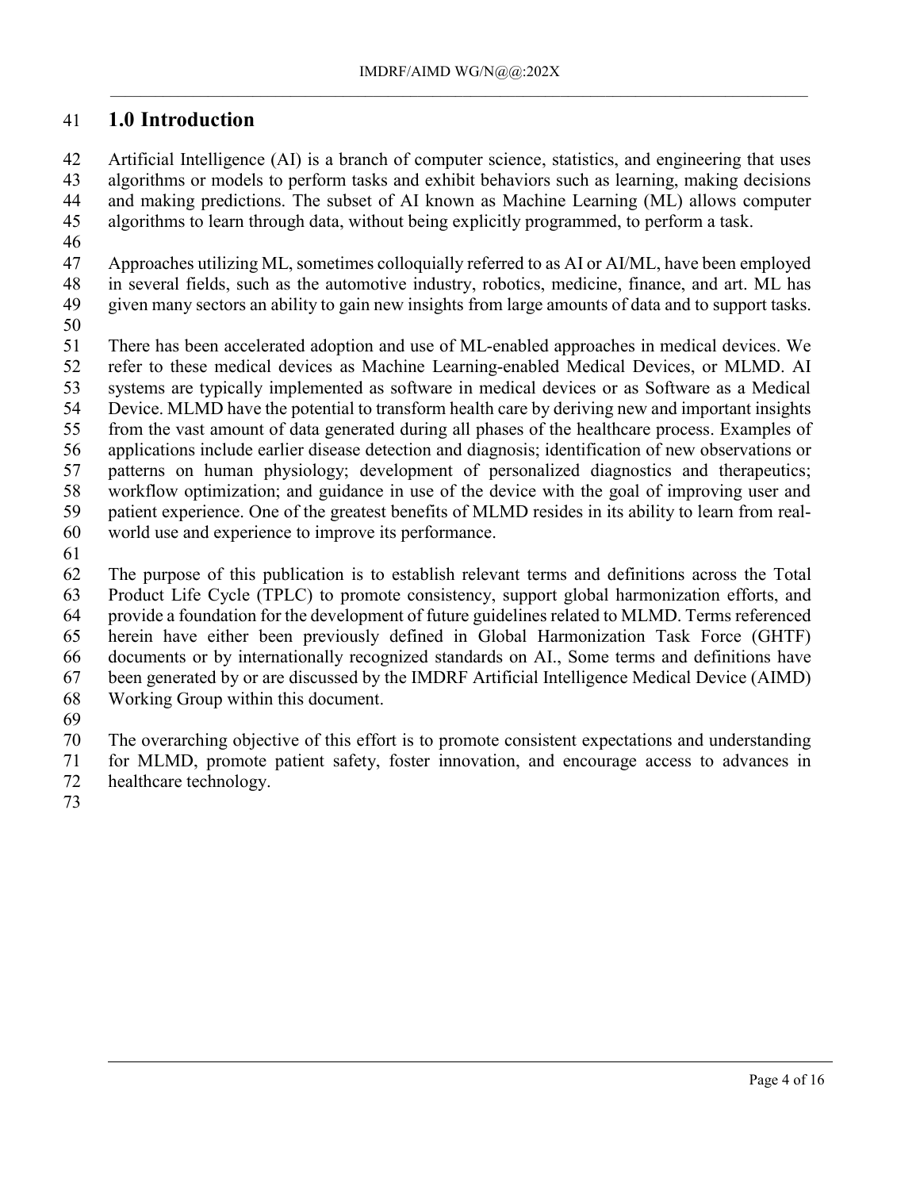# 1.0 Introduction

Artificial Intelligence (AI) is a branch of computer science, statistics, and engineering that uses algorithms or models to perform tasks and exhibit behaviors such as learning, making decisions and making predictions. The subset of AI known as Machine Learning (ML) allows computer algorithms to learn through data, without being explicitly programmed, to perform a task.

Approaches utilizing ML, sometimes colloquially referred to as AI or AI/ML, have been employed in several fields, such as the automotive industry, robotics, medicine, finance, and art. ML has given many sectors an ability to gain new insights from large amounts of data and to support tasks.

There has been accelerated adoption and use of ML-enabled approaches in medical devices. We refer to these medical devices as Machine Learning-enabled Medical Devices, or MLMD. AI systems are typically implemented as software in medical devices or as Software as a Medical Device. MLMD have the potential to transform health care by deriving new and important insights from the vast amount of data generated during all phases of the healthcare process. Examples of applications include earlier disease detection and diagnosis; identification of new observations or patterns on human physiology; development of personalized diagnostics and therapeutics; workflow optimization; and guidance in use of the device with the goal of improving user and patient experience. One of the greatest benefits of MLMD resides in its ability to learn from real-world use and experience to improve its performance.

The purpose of this publication is to establish relevant terms and definitions across the Total Product Life Cycle (TPLC) to promote consistency, support global harmonization efforts, and provide a foundation for the development of future guidelines related to MLMD. Terms referenced herein have either been previously defined in Global Harmonization Task Force (GHTF) documents or by internationally recognized standards on AI., Some terms and definitions have been generated by or are discussed by the IMDRF Artificial Intelligence Medical Device (AIMD) Working Group within this document.

The overarching objective of this effort is to promote consistent expectations and understanding for MLMD, promote patient safety, foster innovation, and encourage access to advances in healthcare technology.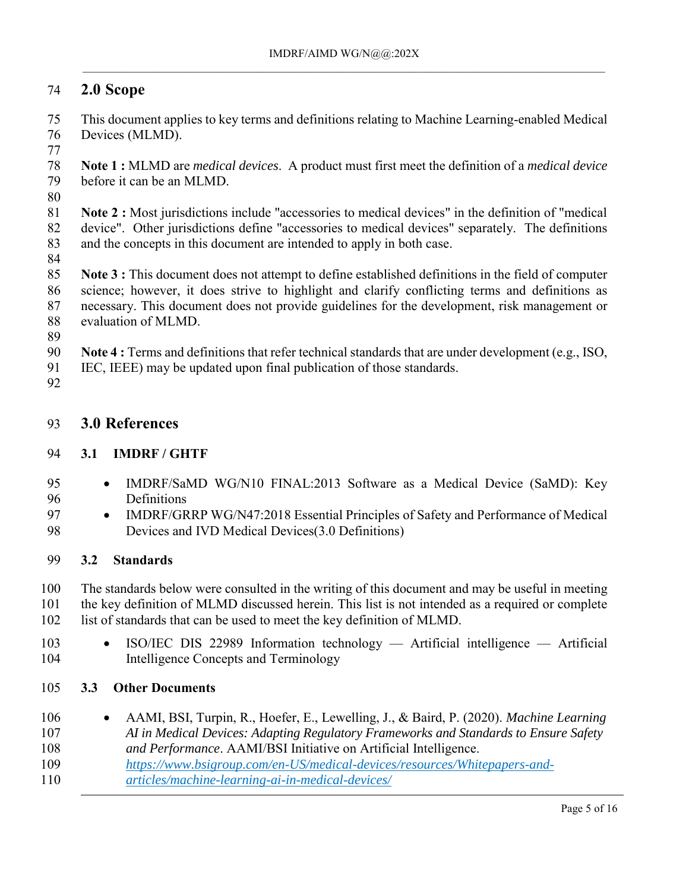## 2.0 Scope

This document applies to key terms and definitions relating to Machine Learning-enabled Medical Devices (MLMD).

**Note 1 :** MLMD are *medical devices*. A product must first meet the definition of a *medical device* before it can be an MLMD.

**Note 2 :** Most jurisdictions include "accessories to medical devices" in the definition of "medical device". Other jurisdictions define "accessories to medical devices" separately. The definitions and the concepts in this document are intended to apply in both case.

**Note 3 :** This document does not attempt to define established definitions in the field of computer science; however, it does strive to highlight and clarify conflicting terms and definitions as necessary. This document does not provide guidelines for the development, risk management or evaluation of MLMD.

**Note 4 :** Terms and definitions that refer technical standards that are under development (e.g., ISO, IEC, IEEE) may be updated upon final publication of those standards.

## 3.0 References

### 3.1 IMDRF / GHTF

- IMDRF/SaMD WG/N10 FINAL:2013 Software as a Medical Device (SaMD): Key Definitions
- IMDRF/GRRP WG/N47:2018 Essential Principles of Safety and Performance of Medical Devices and IVD Medical Devices(3.0 Definitions)

### 3.2 Standards

The standards below were consulted in the writing of this document and may be useful in meeting the key definition of MLMD discussed herein. This list is not intended as a required or complete list of standards that can be used to meet the key definition of MLMD.

- ISO/IEC DIS 22989 Information technology — Artificial intelligence — Artificial Intelligence Concepts and Terminology

### 3.3 Other Documents

- AAMI, BSI, Turpin, R., Hoefer, E., Lewelling, J., & Baird, P. (2020). *Machine Learning AI in Medical Devices: Adapting Regulatory Frameworks and Standards to Ensure Safety and Performance*. AAMI/BSI Initiative on Artificial Intelligence. *https://www.bsigroup.com/en-US/medical-devices/resources/Whitepapers-and-articles/machine-learning-ai-in-medical-devices/*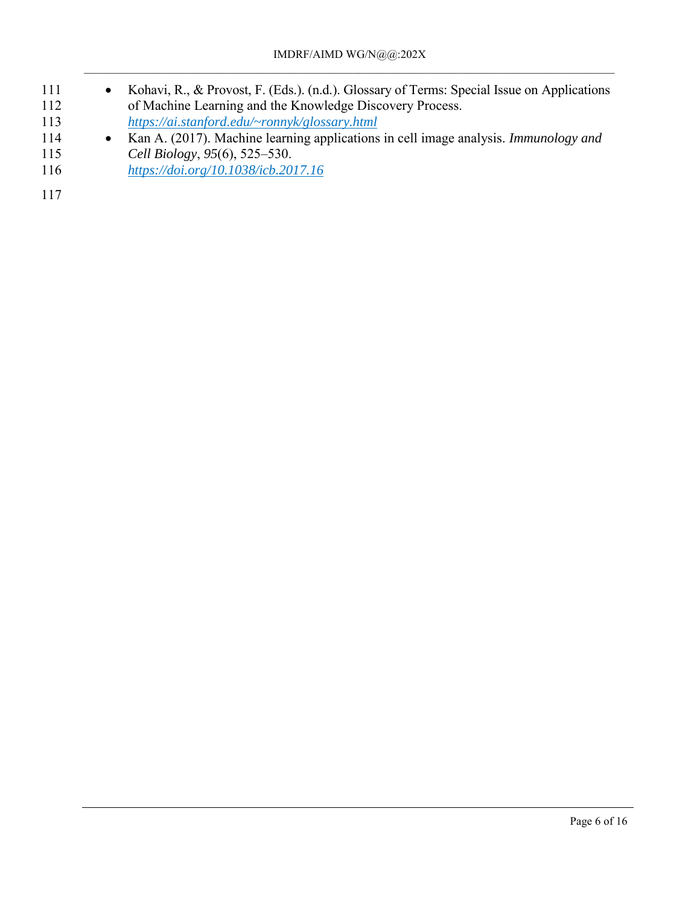- Kohavi, R., & Provost, F. (Eds.). (n.d.). Glossary of Terms: Special Issue on Applications of Machine Learning and the Knowledge Discovery Process. *https://ai.stanford.edu/~ronnyk/glossary.html*
- Kan A. (2017). Machine learning applications in cell image analysis. *Immunology and Cell Biology*, *95*(6), 525–530. *https://doi.org/10.1038/icb.2017.16*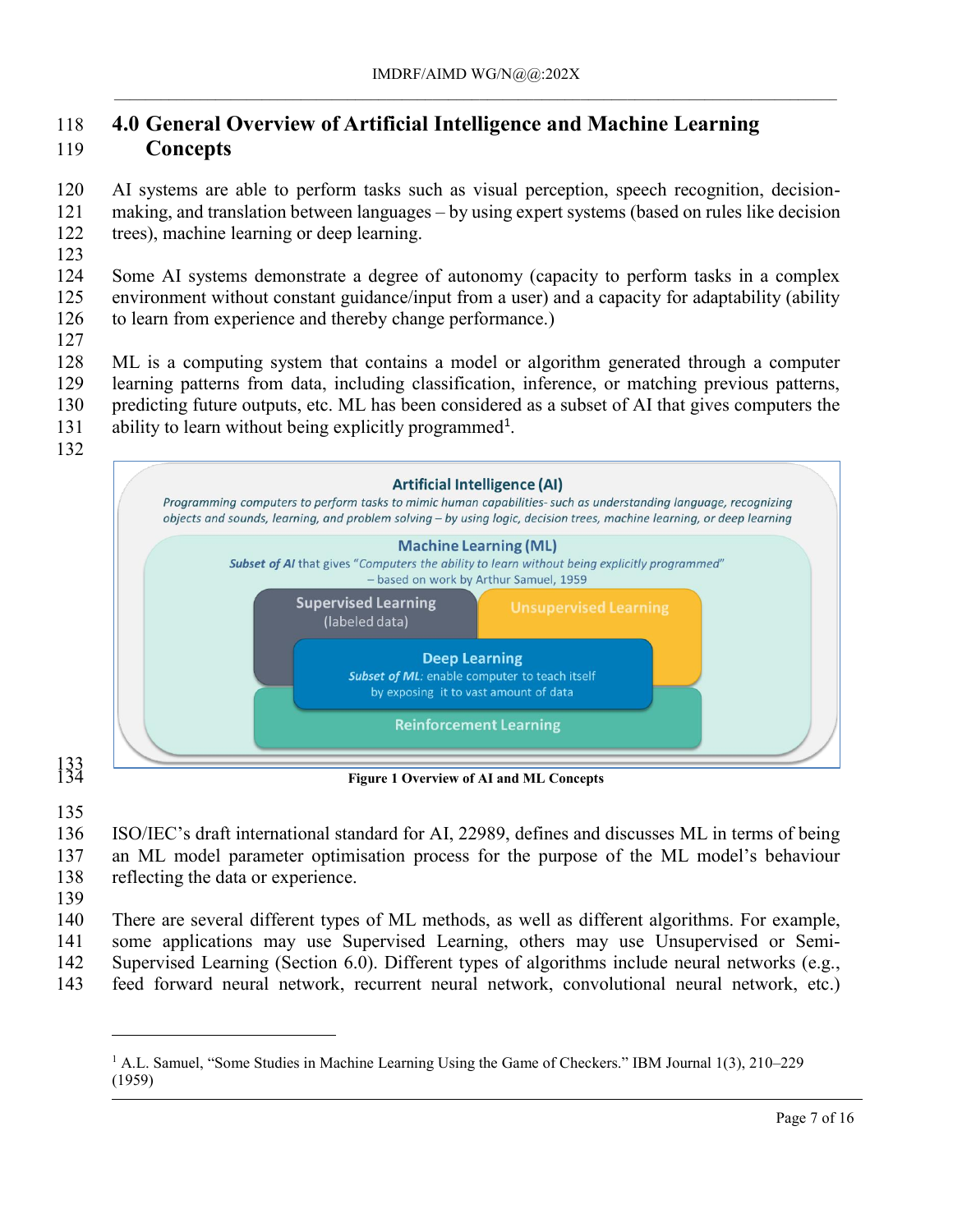# 4.0 General Overview of Artificial Intelligence and Machine Learning Concepts

AI systems are able to perform tasks such as visual perception, speech recognition, decision-making, and translation between languages – by using expert systems (based on rules like decision trees), machine learning or deep learning.

Some AI systems demonstrate a degree of autonomy (capacity to perform tasks in a complex environment without constant guidance/input from a user) and a capacity for adaptability (ability to learn from experience and thereby change performance.)

ML is a computing system that contains a model or algorithm generated through a computer learning patterns from data, including classification, inference, or matching previous patterns, predicting future outputs, etc. ML has been considered as a subset of AI that gives computers the ability to learn without being explicitly programmed[1].

**Artificial Intelligence (AI)**
*Programming computers to perform tasks to mimic human capabilities- such as understanding language, recognizing objects and sounds, learning, and problem solving – by using logic, decision trees, machine learning, or deep learning*

**Machine Learning (ML)**
*Subset of AI* that gives "*Computers the ability to learn without being explicitly programmed*" – based on work by Arthur Samuel, 1959

**Supervised Learning** (labeled data)

**Unsupervised Learning**

**Deep Learning**
*Subset of ML*: enable computer to teach itself by exposing it to vast amount of data

**Reinforcement Learning**

**Figure 1 Overview of AI and ML Concepts**

ISO/IEC's draft international standard for AI, 22989, defines and discusses ML in terms of being an ML model parameter optimisation process for the purpose of the ML model's behaviour reflecting the data or experience.

There are several different types of ML methods, as well as different algorithms. For example, some applications may use Supervised Learning, others may use Unsupervised or Semi-Supervised Learning (Section 6.0). Different types of algorithms include neural networks (e.g., feed forward neural network, recurrent neural network, convolutional neural network, etc.)

---

[1] A.L. Samuel, "Some Studies in Machine Learning Using the Game of Checkers." IBM Journal 1(3), 210–229 (1959)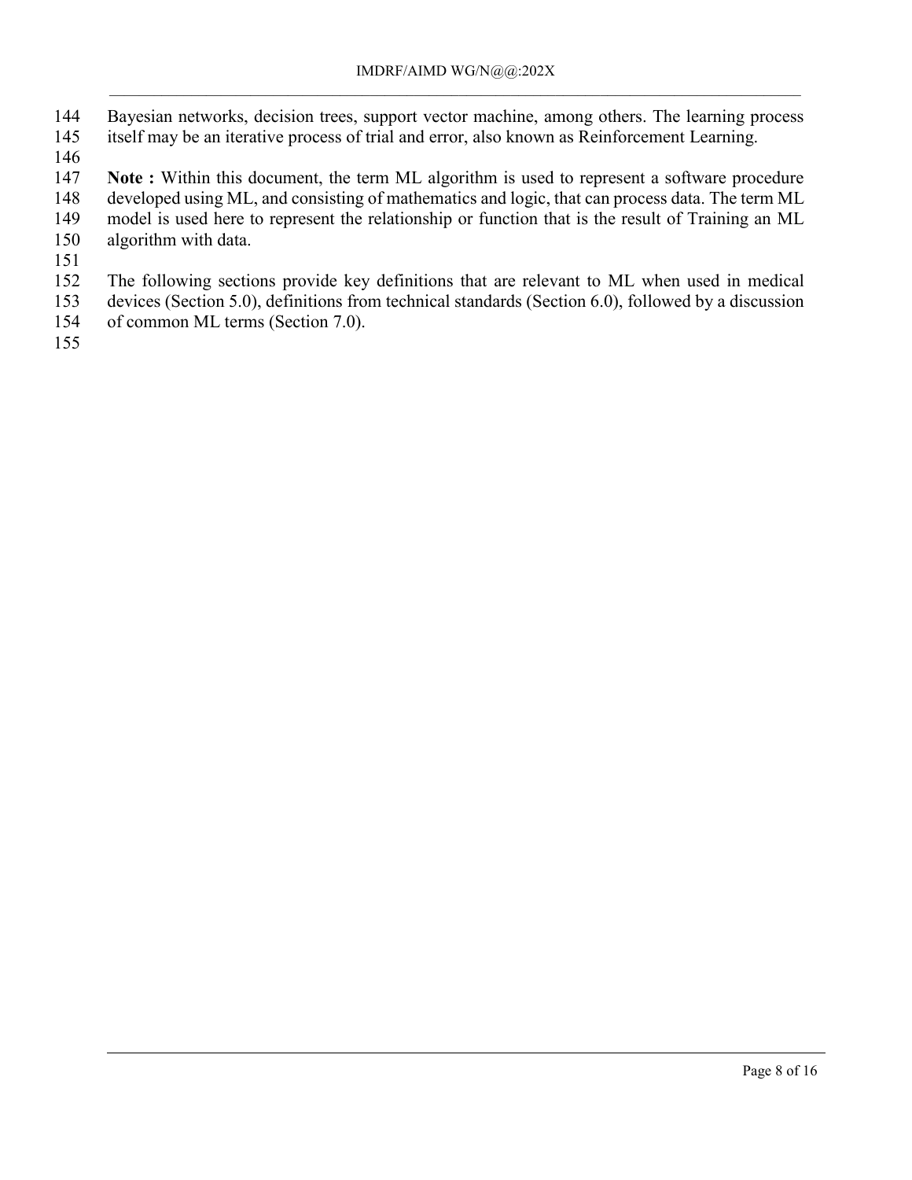Bayesian networks, decision trees, support vector machine, among others. The learning process itself may be an iterative process of trial and error, also known as Reinforcement Learning.

**Note :** Within this document, the term ML algorithm is used to represent a software procedure developed using ML, and consisting of mathematics and logic, that can process data. The term ML model is used here to represent the relationship or function that is the result of Training an ML algorithm with data.

The following sections provide key definitions that are relevant to ML when used in medical devices (Section 5.0), definitions from technical standards (Section 6.0), followed by a discussion of common ML terms (Section 7.0).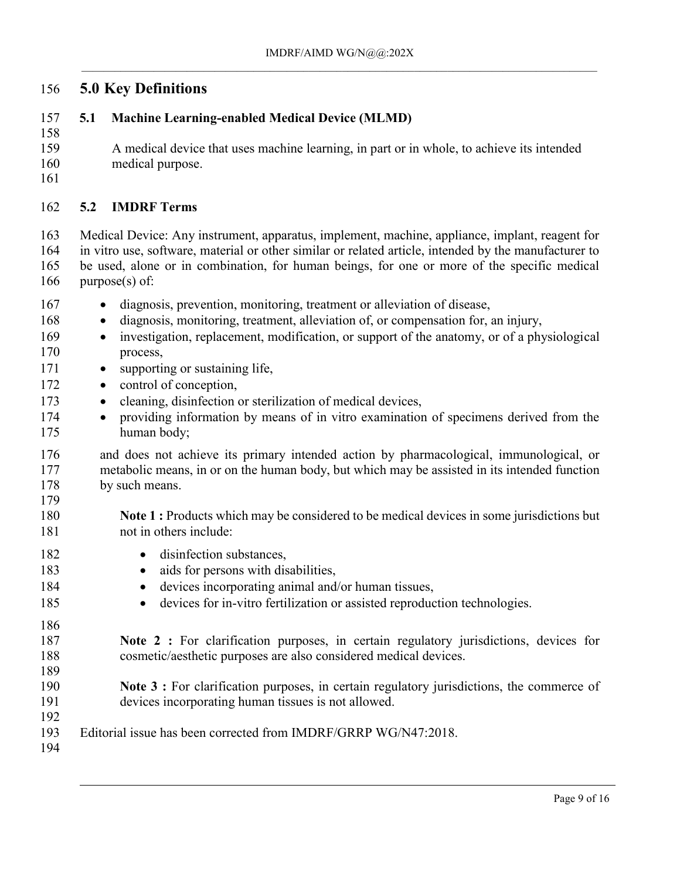# 5.0 Key Definitions

## 5.1 Machine Learning-enabled Medical Device (MLMD)

A medical device that uses machine learning, in part or in whole, to achieve its intended medical purpose.

## 5.2 IMDRF Terms

Medical Device: Any instrument, apparatus, implement, machine, appliance, implant, reagent for in vitro use, software, material or other similar or related article, intended by the manufacturer to be used, alone or in combination, for human beings, for one or more of the specific medical purpose(s) of:

- diagnosis, prevention, monitoring, treatment or alleviation of disease,
- diagnosis, monitoring, treatment, alleviation of, or compensation for, an injury,
- investigation, replacement, modification, or support of the anatomy, or of a physiological process,
- supporting or sustaining life,
- control of conception,
- cleaning, disinfection or sterilization of medical devices,
- providing information by means of in vitro examination of specimens derived from the human body;

and does not achieve its primary intended action by pharmacological, immunological, or metabolic means, in or on the human body, but which may be assisted in its intended function by such means.

**Note 1 :** Products which may be considered to be medical devices in some jurisdictions but not in others include:

- disinfection substances,
- aids for persons with disabilities,
- devices incorporating animal and/or human tissues,
- devices for in-vitro fertilization or assisted reproduction technologies.

**Note 2 :** For clarification purposes, in certain regulatory jurisdictions, devices for cosmetic/aesthetic purposes are also considered medical devices.

**Note 3 :** For clarification purposes, in certain regulatory jurisdictions, the commerce of devices incorporating human tissues is not allowed.

Editorial issue has been corrected from IMDRF/GRRP WG/N47:2018.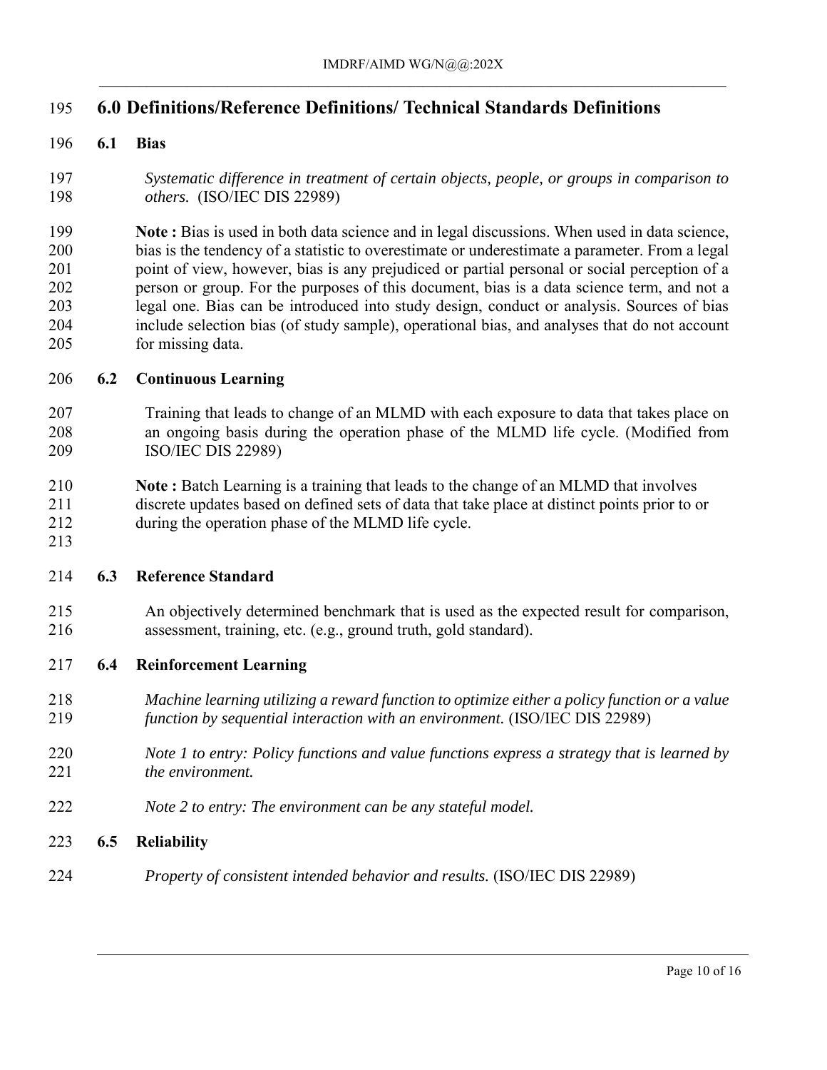# 6.0 Definitions/Reference Definitions/ Technical Standards Definitions

## 6.1 Bias

*Systematic difference in treatment of certain objects, people, or groups in comparison to others.* (ISO/IEC DIS 22989)

**Note :** Bias is used in both data science and in legal discussions. When used in data science, bias is the tendency of a statistic to overestimate or underestimate a parameter. From a legal point of view, however, bias is any prejudiced or partial personal or social perception of a person or group. For the purposes of this document, bias is a data science term, and not a legal one. Bias can be introduced into study design, conduct or analysis. Sources of bias include selection bias (of study sample), operational bias, and analyses that do not account for missing data.

## 6.2 Continuous Learning

Training that leads to change of an MLMD with each exposure to data that takes place on an ongoing basis during the operation phase of the MLMD life cycle. (Modified from ISO/IEC DIS 22989)

**Note :** Batch Learning is a training that leads to the change of an MLMD that involves discrete updates based on defined sets of data that take place at distinct points prior to or during the operation phase of the MLMD life cycle.

## 6.3 Reference Standard

An objectively determined benchmark that is used as the expected result for comparison, assessment, training, etc. (e.g., ground truth, gold standard).

## 6.4 Reinforcement Learning

*Machine learning utilizing a reward function to optimize either a policy function or a value function by sequential interaction with an environment.* (ISO/IEC DIS 22989)

*Note 1 to entry: Policy functions and value functions express a strategy that is learned by the environment.*

*Note 2 to entry: The environment can be any stateful model.*

## 6.5 Reliability

*Property of consistent intended behavior and results.* (ISO/IEC DIS 22989)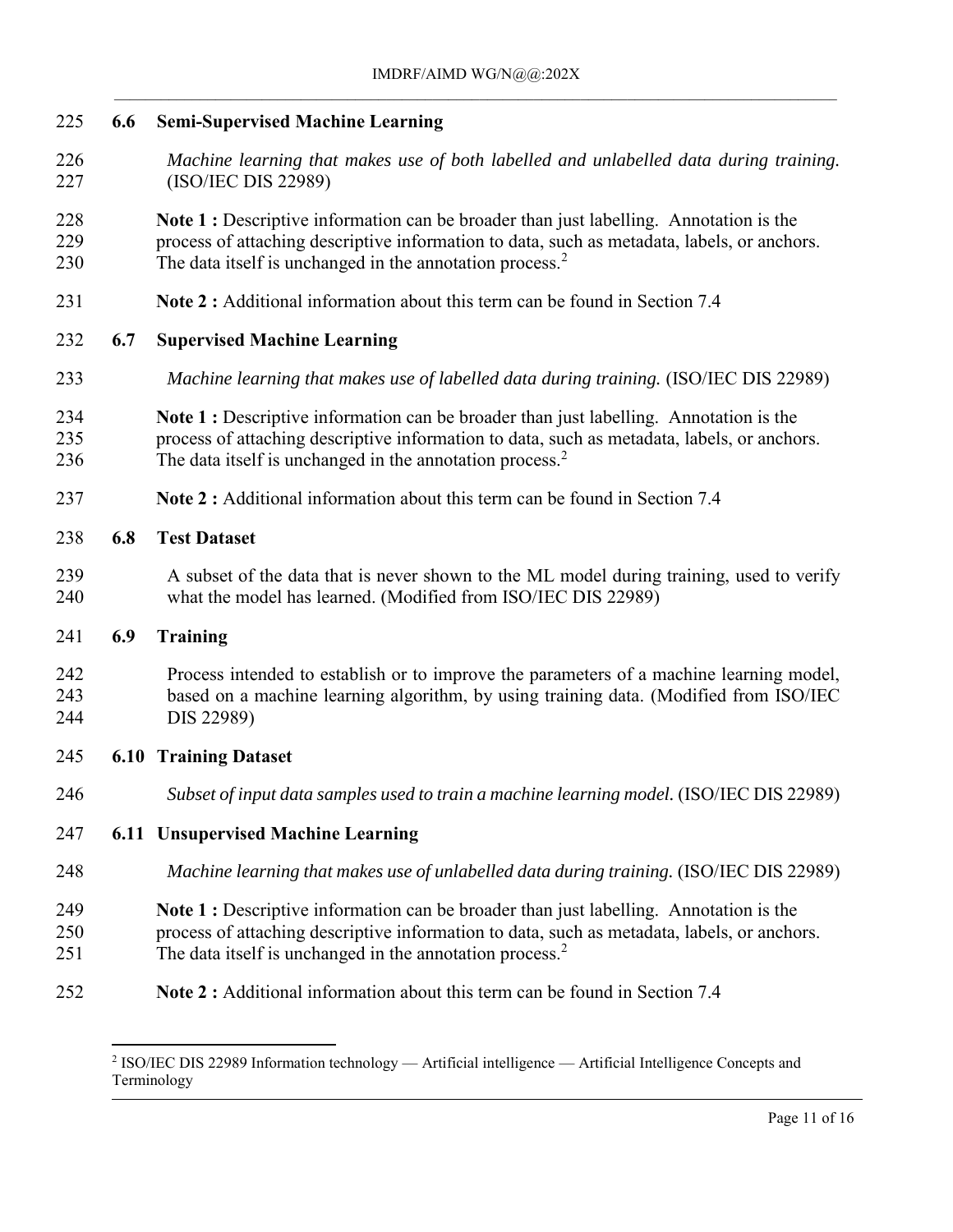## 6.6 Semi-Supervised Machine Learning

*Machine learning that makes use of both labelled and unlabelled data during training.* (ISO/IEC DIS 22989)

**Note 1 :** Descriptive information can be broader than just labelling. Annotation is the process of attaching descriptive information to data, such as metadata, labels, or anchors. The data itself is unchanged in the annotation process.[2]

**Note 2 :** Additional information about this term can be found in Section 7.4

## 6.7 Supervised Machine Learning

*Machine learning that makes use of labelled data during training.* (ISO/IEC DIS 22989)

**Note 1 :** Descriptive information can be broader than just labelling. Annotation is the process of attaching descriptive information to data, such as metadata, labels, or anchors. The data itself is unchanged in the annotation process.[2]

**Note 2 :** Additional information about this term can be found in Section 7.4

## 6.8 Test Dataset

A subset of the data that is never shown to the ML model during training, used to verify what the model has learned. (Modified from ISO/IEC DIS 22989)

## 6.9 Training

Process intended to establish or to improve the parameters of a machine learning model, based on a machine learning algorithm, by using training data. (Modified from ISO/IEC DIS 22989)

## 6.10 Training Dataset

*Subset of input data samples used to train a machine learning model.* (ISO/IEC DIS 22989)

## 6.11 Unsupervised Machine Learning

*Machine learning that makes use of unlabelled data during training.* (ISO/IEC DIS 22989)

**Note 1 :** Descriptive information can be broader than just labelling. Annotation is the process of attaching descriptive information to data, such as metadata, labels, or anchors. The data itself is unchanged in the annotation process.[2]

**Note 2 :** Additional information about this term can be found in Section 7.4

---

[2] ISO/IEC DIS 22989 Information technology — Artificial intelligence — Artificial Intelligence Concepts and Terminology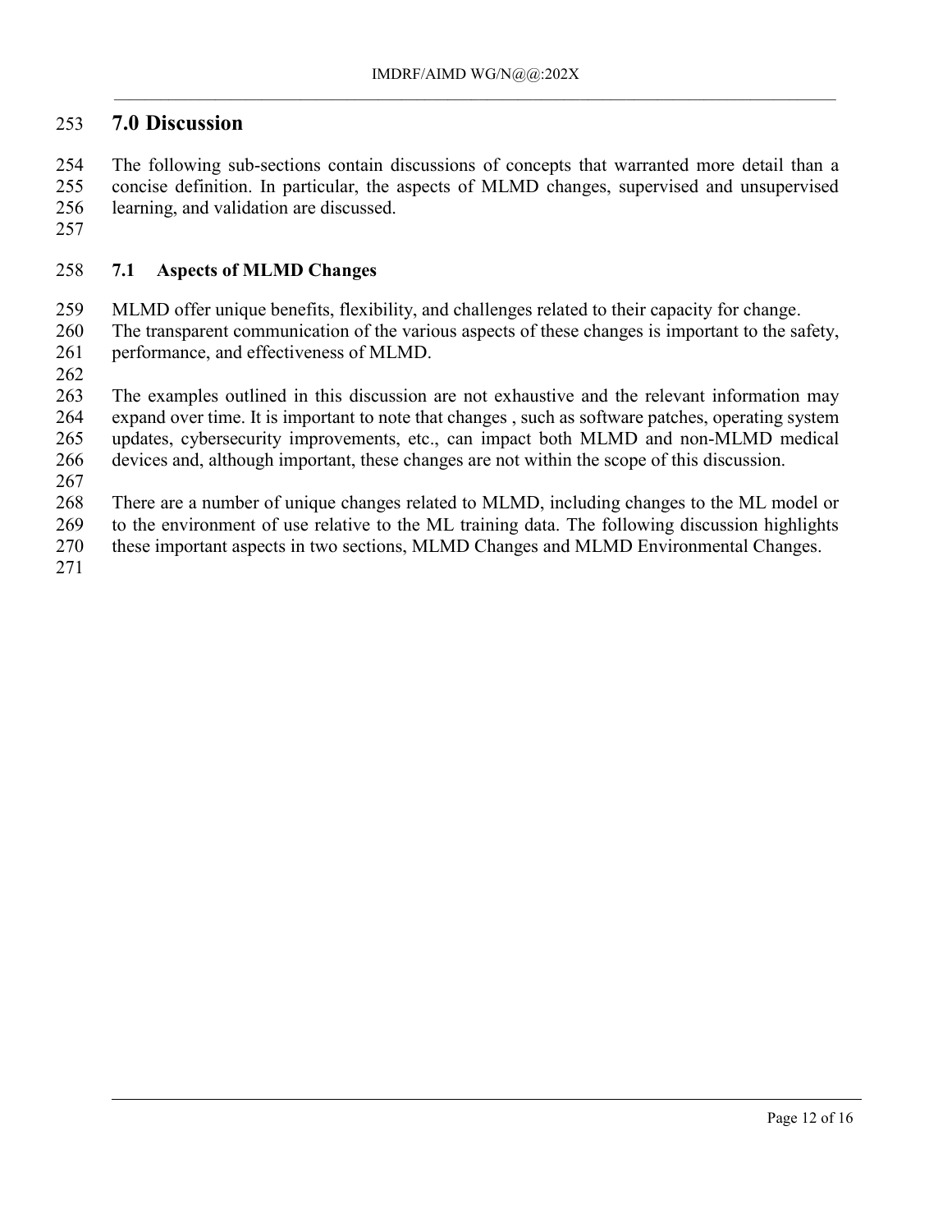# 7.0 Discussion

The following sub-sections contain discussions of concepts that warranted more detail than a concise definition. In particular, the aspects of MLMD changes, supervised and unsupervised learning, and validation are discussed.

## 7.1 Aspects of MLMD Changes

MLMD offer unique benefits, flexibility, and challenges related to their capacity for change. The transparent communication of the various aspects of these changes is important to the safety, performance, and effectiveness of MLMD.

The examples outlined in this discussion are not exhaustive and the relevant information may expand over time. It is important to note that changes , such as software patches, operating system updates, cybersecurity improvements, etc., can impact both MLMD and non-MLMD medical devices and, although important, these changes are not within the scope of this discussion.

There are a number of unique changes related to MLMD, including changes to the ML model or to the environment of use relative to the ML training data. The following discussion highlights these important aspects in two sections, MLMD Changes and MLMD Environmental Changes.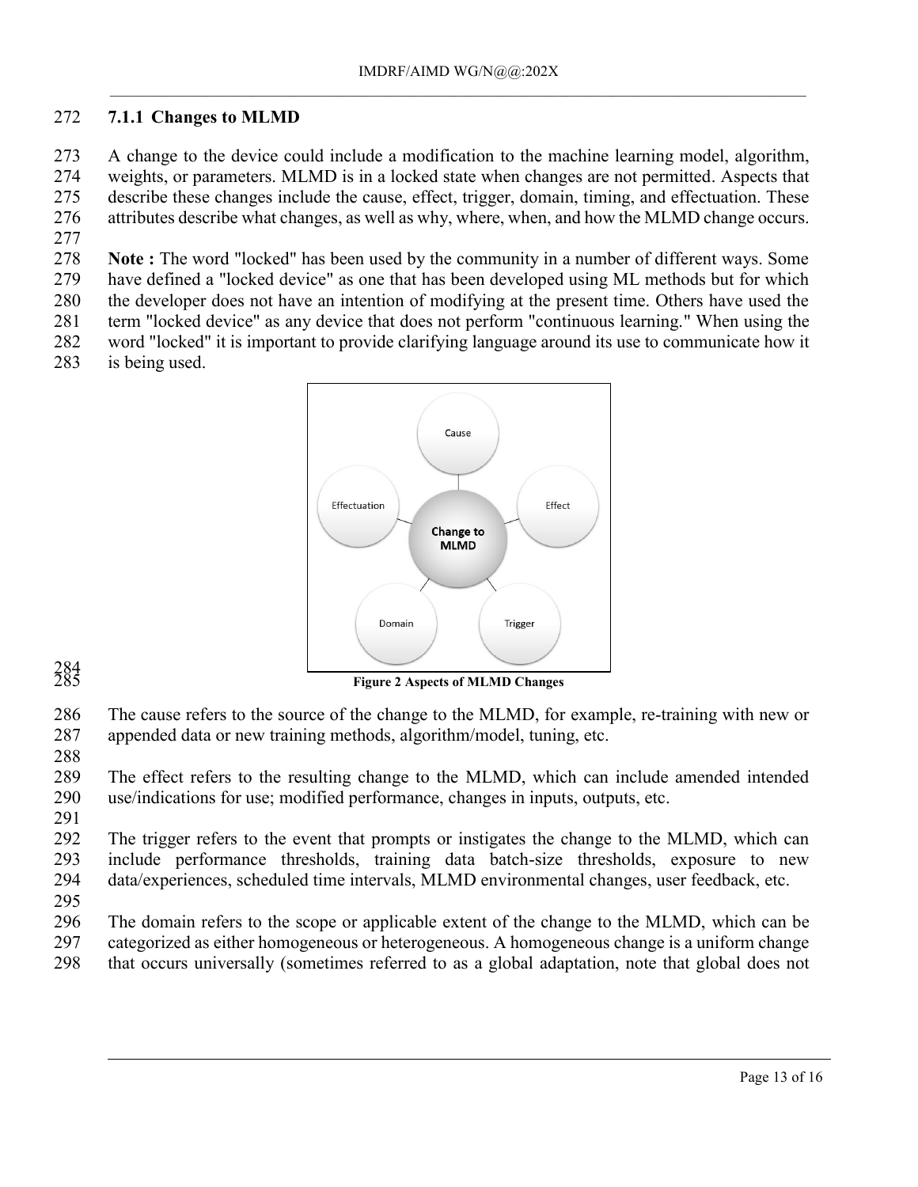### 7.1.1 Changes to MLMD

A change to the device could include a modification to the machine learning model, algorithm, weights, or parameters. MLMD is in a locked state when changes are not permitted. Aspects that describe these changes include the cause, effect, trigger, domain, timing, and effectuation. These attributes describe what changes, as well as why, where, when, and how the MLMD change occurs.

**Note :** The word "locked" has been used by the community in a number of different ways. Some have defined a "locked device" as one that has been developed using ML methods but for which the developer does not have an intention of modifying at the present time. Others have used the term "locked device" as any device that does not perform "continuous learning." When using the word "locked" it is important to provide clarifying language around its use to communicate how it is being used.

**Figure 2 Aspects of MLMD Changes**

The cause refers to the source of the change to the MLMD, for example, re-training with new or appended data or new training methods, algorithm/model, tuning, etc.

The effect refers to the resulting change to the MLMD, which can include amended intended use/indications for use; modified performance, changes in inputs, outputs, etc.

The trigger refers to the event that prompts or instigates the change to the MLMD, which can include performance thresholds, training data batch-size thresholds, exposure to new data/experiences, scheduled time intervals, MLMD environmental changes, user feedback, etc.

The domain refers to the scope or applicable extent of the change to the MLMD, which can be categorized as either homogeneous or heterogeneous. A homogeneous change is a uniform change that occurs universally (sometimes referred to as a global adaptation, note that global does not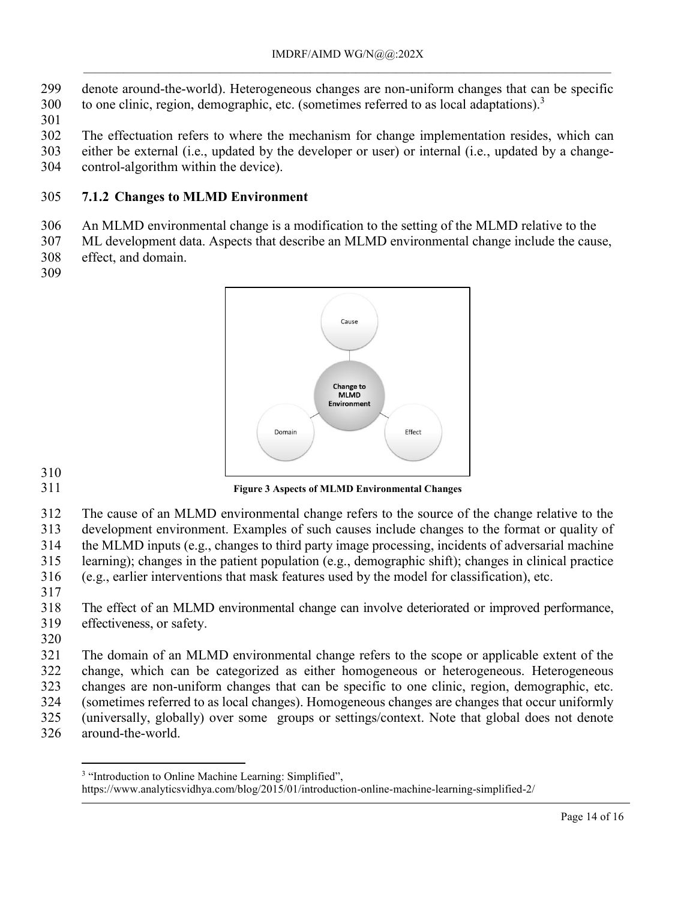denote around-the-world). Heterogeneous changes are non-uniform changes that can be specific to one clinic, region, demographic, etc. (sometimes referred to as local adaptations).[3]

The effectuation refers to where the mechanism for change implementation resides, which can either be external (i.e., updated by the developer or user) or internal (i.e., updated by a change-control-algorithm within the device).

### 7.1.2 Changes to MLMD Environment

An MLMD environmental change is a modification to the setting of the MLMD relative to the ML development data. Aspects that describe an MLMD environmental change include the cause, effect, and domain.

**Figure 3 Aspects of MLMD Environmental Changes**

The cause of an MLMD environmental change refers to the source of the change relative to the development environment. Examples of such causes include changes to the format or quality of the MLMD inputs (e.g., changes to third party image processing, incidents of adversarial machine learning); changes in the patient population (e.g., demographic shift); changes in clinical practice (e.g., earlier interventions that mask features used by the model for classification), etc.

The effect of an MLMD environmental change can involve deteriorated or improved performance, effectiveness, or safety.

The domain of an MLMD environmental change refers to the scope or applicable extent of the change, which can be categorized as either homogeneous or heterogeneous. Heterogeneous changes are non-uniform changes that can be specific to one clinic, region, demographic, etc. (sometimes referred to as local changes). Homogeneous changes are changes that occur uniformly (universally, globally) over some groups or settings/context. Note that global does not denote around-the-world.

---

[3] "Introduction to Online Machine Learning: Simplified", https://www.analyticsvidhya.com/blog/2015/01/introduction-online-machine-learning-simplified-2/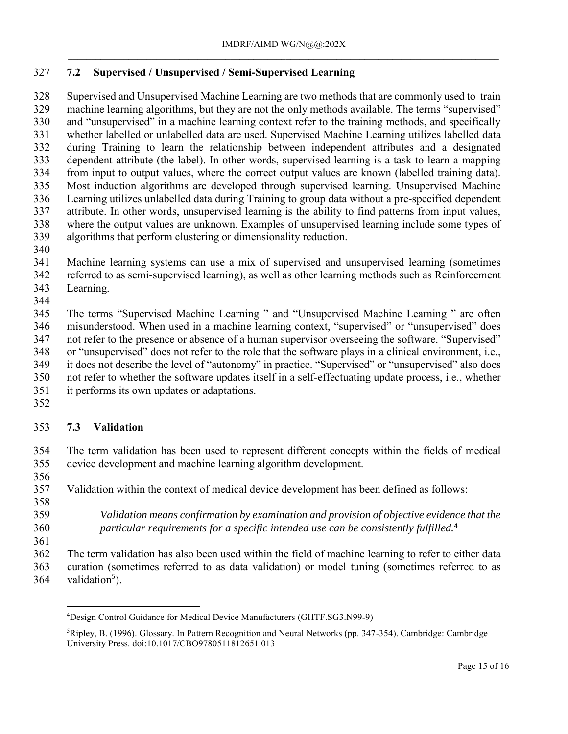## 7.2 Supervised / Unsupervised / Semi-Supervised Learning

Supervised and Unsupervised Machine Learning are two methods that are commonly used to train machine learning algorithms, but they are not the only methods available. The terms "supervised" and "unsupervised" in a machine learning context refer to the training methods, and specifically whether labelled or unlabelled data are used. Supervised Machine Learning utilizes labelled data during Training to learn the relationship between independent attributes and a designated dependent attribute (the label). In other words, supervised learning is a task to learn a mapping from input to output values, where the correct output values are known (labelled training data). Most induction algorithms are developed through supervised learning. Unsupervised Machine Learning utilizes unlabelled data during Training to group data without a pre-specified dependent attribute. In other words, unsupervised learning is the ability to find patterns from input values, where the output values are unknown. Examples of unsupervised learning include some types of algorithms that perform clustering or dimensionality reduction.

Machine learning systems can use a mix of supervised and unsupervised learning (sometimes referred to as semi-supervised learning), as well as other learning methods such as Reinforcement Learning.

The terms "Supervised Machine Learning " and "Unsupervised Machine Learning " are often misunderstood. When used in a machine learning context, "supervised" or "unsupervised" does not refer to the presence or absence of a human supervisor overseeing the software. "Supervised" or "unsupervised" does not refer to the role that the software plays in a clinical environment, i.e., it does not describe the level of "autonomy" in practice. "Supervised" or "unsupervised" also does not refer to whether the software updates itself in a self-effectuating update process, i.e., whether it performs its own updates or adaptations.

## 7.3 Validation

The term validation has been used to represent different concepts within the fields of medical device development and machine learning algorithm development.

Validation within the context of medical device development has been defined as follows:

> *Validation means confirmation by examination and provision of objective evidence that the particular requirements for a specific intended use can be consistently fulfilled.*[4]

The term validation has also been used within the field of machine learning to refer to either data curation (sometimes referred to as data validation) or model tuning (sometimes referred to as validation[5]).

---

[4] Design Control Guidance for Medical Device Manufacturers (GHTF.SG3.N99-9)

[5] Ripley, B. (1996). Glossary. In Pattern Recognition and Neural Networks (pp. 347-354). Cambridge: Cambridge University Press. doi:10.1017/CBO9780511812651.013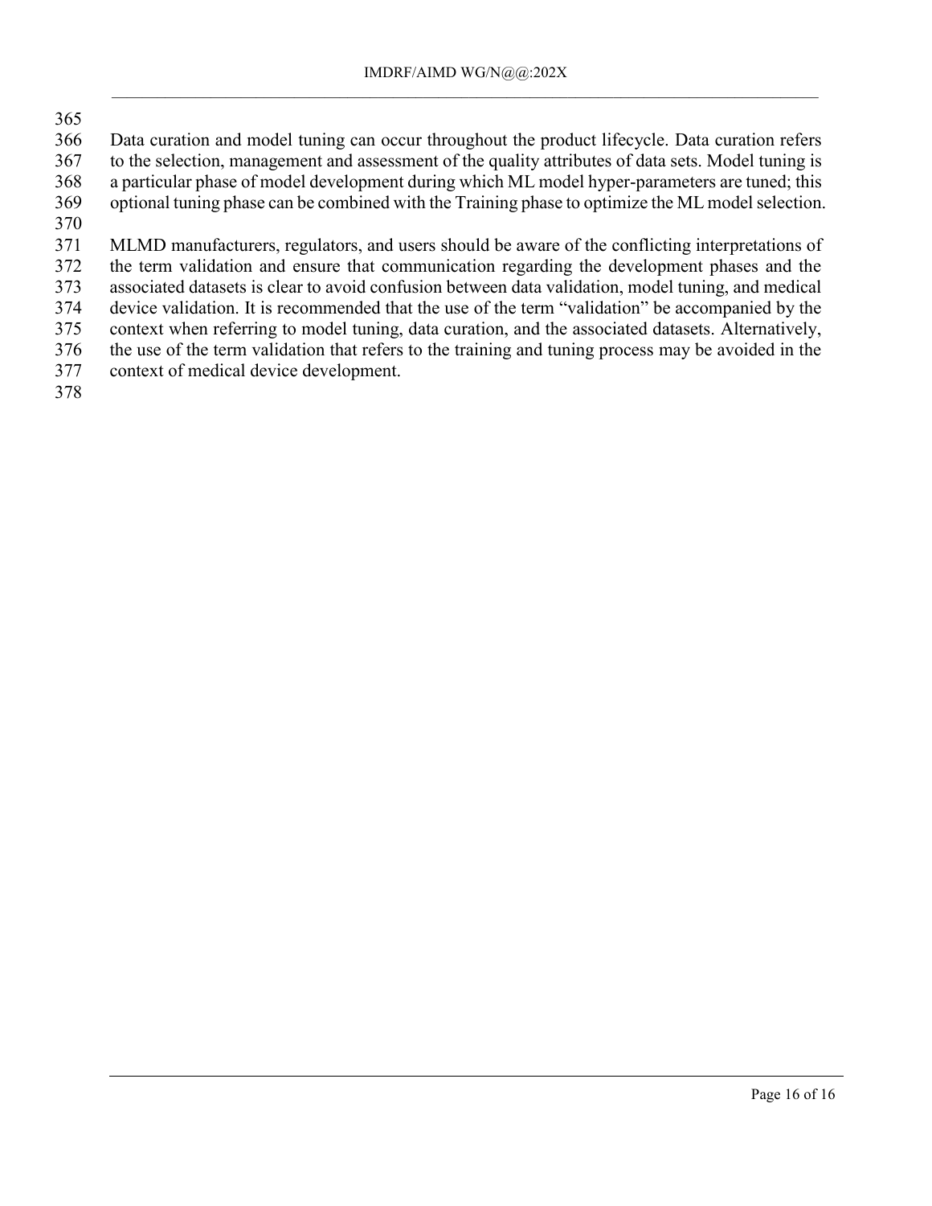Data curation and model tuning can occur throughout the product lifecycle. Data curation refers to the selection, management and assessment of the quality attributes of data sets. Model tuning is a particular phase of model development during which ML model hyper-parameters are tuned; this optional tuning phase can be combined with the Training phase to optimize the ML model selection.

MLMD manufacturers, regulators, and users should be aware of the conflicting interpretations of the term validation and ensure that communication regarding the development phases and the associated datasets is clear to avoid confusion between data validation, model tuning, and medical device validation. It is recommended that the use of the term "validation" be accompanied by the context when referring to model tuning, data curation, and the associated datasets. Alternatively, the use of the term validation that refers to the training and tuning process may be avoided in the context of medical device development.